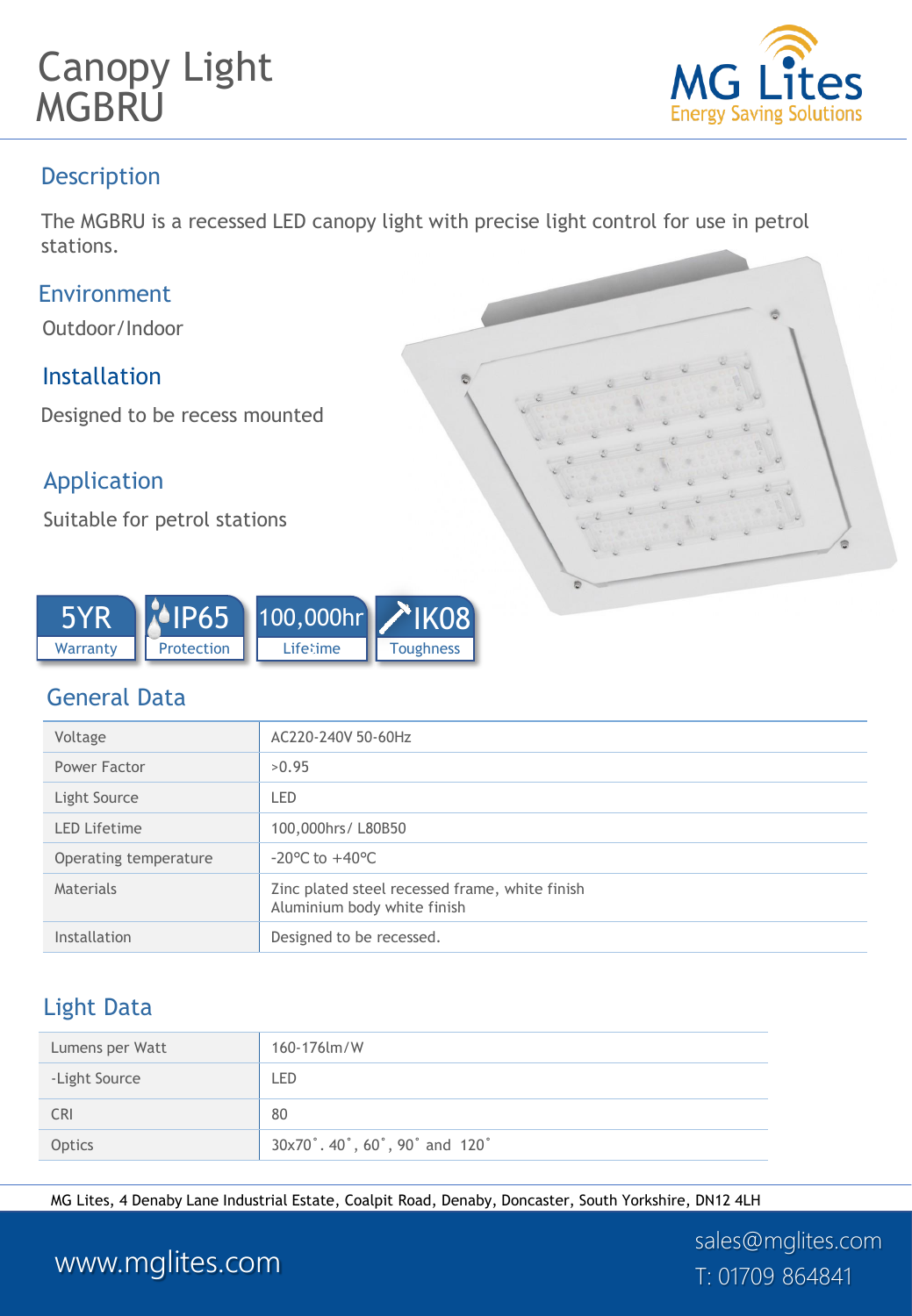# Canopy Light MGBRU

MG Lites
Energy Saving Solutions

## Description

The MGBRU is a recessed LED canopy light with precise light control for use in petrol stations.

## Environment

Outdoor/Indoor

## Installation

Designed to be recess mounted

## Application

Suitable for petrol stations

5YR Warranty | IP65 Protection | 100,000hr Lifetime | IK08 Toughness

## General Data

| | |
|---|---|
| Voltage | AC220-240V 50-60Hz |
| Power Factor | >0.95 |
| Light Source | LED |
| LED Lifetime | 100,000hrs/ L80B50 |
| Operating temperature | -20°C to +40°C |
| Materials | Zinc plated steel recessed frame, white finish<br>Aluminium body white finish |
| Installation | Designed to be recessed. |

## Light Data

| | |
|---|---|
| Lumens per Watt | 160-176lm/W |
| -Light Source | LED |
| CRI | 80 |
| Optics | 30x70˚. 40˚, 60˚, 90˚ and 120˚ |

MG Lites, 4 Denaby Lane Industrial Estate, Coalpit Road, Denaby, Doncaster, South Yorkshire, DN12 4LH

www.mglites.com

sales@mglites.com
T: 01709 864841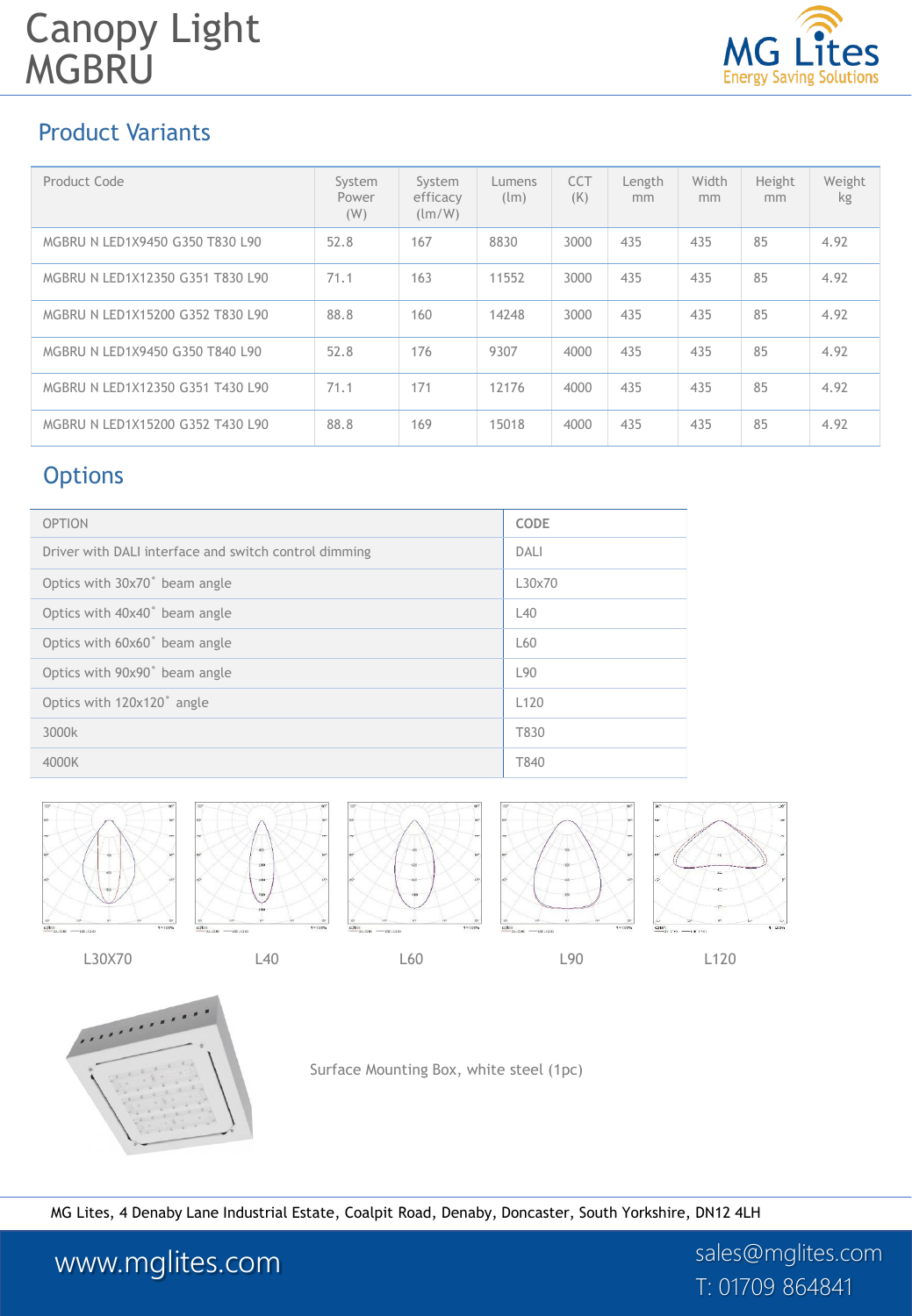# Canopy Light MGBRU

## Product Variants

| Product Code | System Power (W) | System efficacy (lm/W) | Lumens (lm) | CCT (K) | Length mm | Width mm | Height mm | Weight kg |
|---|---|---|---|---|---|---|---|---|
| MGBRU N LED1X9450 G350 T830 L90 | 52.8 | 167 | 8830 | 3000 | 435 | 435 | 85 | 4.92 |
| MGBRU N LED1X12350 G351 T830 L90 | 71.1 | 163 | 11552 | 3000 | 435 | 435 | 85 | 4.92 |
| MGBRU N LED1X15200 G352 T830 L90 | 88.8 | 160 | 14248 | 3000 | 435 | 435 | 85 | 4.92 |
| MGBRU N LED1X9450 G350 T840 L90 | 52.8 | 176 | 9307 | 4000 | 435 | 435 | 85 | 4.92 |
| MGBRU N LED1X12350 G351 T430 L90 | 71.1 | 171 | 12176 | 4000 | 435 | 435 | 85 | 4.92 |
| MGBRU N LED1X15200 G352 T430 L90 | 88.8 | 169 | 15018 | 4000 | 435 | 435 | 85 | 4.92 |

## Options

| OPTION | CODE |
|---|---|
| Driver with DALI interface and switch control dimming | DALI |
| Optics with 30x70˚ beam angle | L30x70 |
| Optics with 40x40˚ beam angle | L40 |
| Optics with 60x60˚ beam angle | L60 |
| Optics with 90x90˚ beam angle | L90 |
| Optics with 120x120˚ angle | L120 |
| 3000k | T830 |
| 4000K | T840 |

L30X70

L40

L60

L90

L120

Surface Mounting Box, white steel (1pc)

MG Lites, 4 Denaby Lane Industrial Estate, Coalpit Road, Denaby, Doncaster, South Yorkshire, DN12 4LH

www.mglites.com

sales@mglites.com

T: 01709 864841